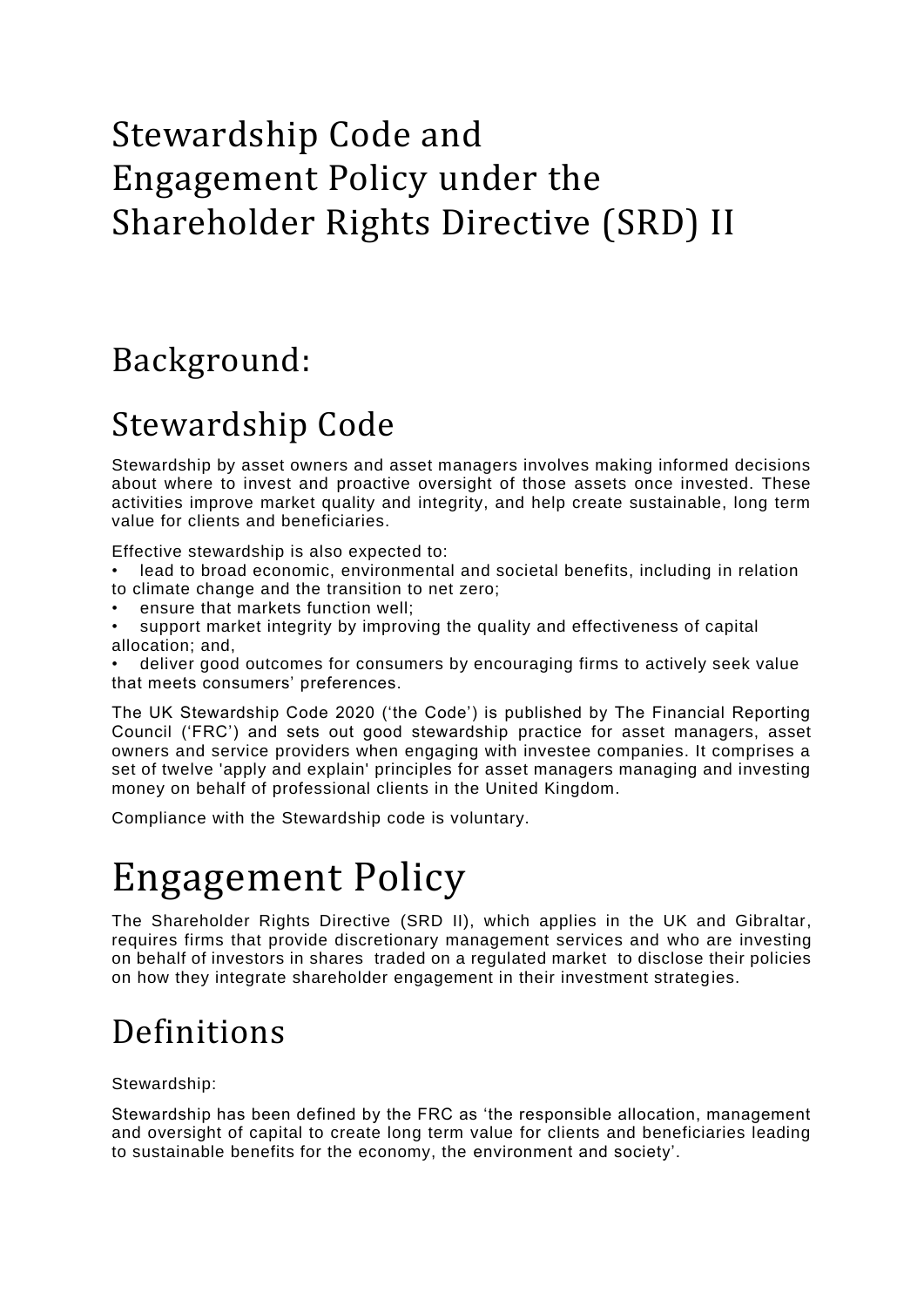# Stewardship Code and Engagement Policy under the Shareholder Rights Directive (SRD) II

## Background:

## Stewardship Code

Stewardship by asset owners and asset managers involves making informed decisions about where to invest and proactive oversight of those assets once invested. These activities improve market quality and integrity, and help create sustainable, long term value for clients and beneficiaries.

Effective stewardship is also expected to:

- lead to broad economic, environmental and societal benefits, including in relation to climate change and the transition to net zero;
- ensure that markets function well;
- support market integrity by improving the quality and effectiveness of capital allocation; and,
- deliver good outcomes for consumers by encouraging firms to actively seek value that meets consumers' preferences.

The UK Stewardship Code 2020 ('the Code') is published by The Financial Reporting Council ('FRC') and sets out good stewardship practice for asset managers, asset owners and service providers when engaging with investee companies. It comprises a set of twelve 'apply and explain' principles for asset managers managing and investing money on behalf of professional clients in the United Kingdom.

Compliance with the Stewardship code is voluntary.

# Engagement Policy

The Shareholder Rights Directive (SRD II), which applies in the UK and Gibraltar, requires firms that provide discretionary management services and who are investing on behalf of investors in shares traded on a regulated market to disclose their policies on how they integrate shareholder engagement in their investment strategies.

## Definitions

Stewardship:

Stewardship has been defined by the FRC as 'the responsible allocation, management and oversight of capital to create long term value for clients and beneficiaries leading to sustainable benefits for the economy, the environment and society'.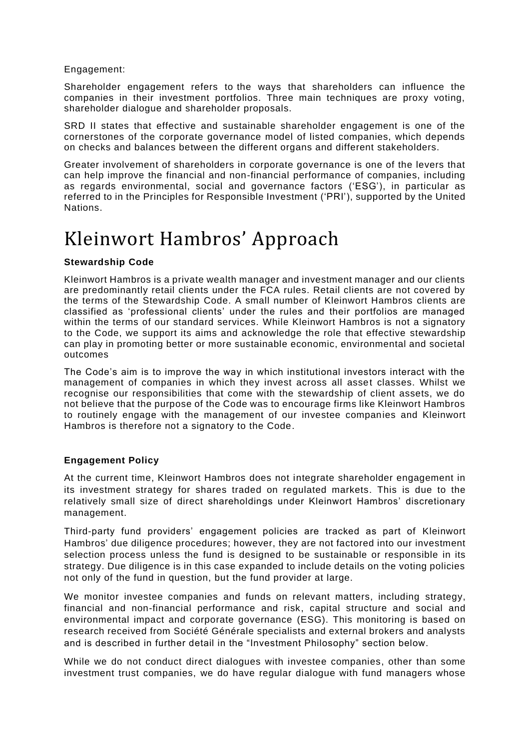Engagement:

Shareholder engagement refers to the ways that shareholders can influence the companies in their investment portfolios. Three main techniques are proxy voting, shareholder dialogue and shareholder proposals.

SRD II states that effective and sustainable shareholder engagement is one of the cornerstones of the corporate governance model of listed companies, which depends on checks and balances between the different organs and different stakeholders.

Greater involvement of shareholders in corporate governance is one of the levers that can help improve the financial and non-financial performance of companies, including as regards environmental, social and governance factors ('ESG'), in particular as referred to in the Principles for Responsible Investment ('PRI'), supported by the United Nations.

# Kleinwort Hambros' Approach

**Stewardship Code**

Kleinwort Hambros is a private wealth manager and investment manager and our clients are predominantly retail clients under the FCA rules. Retail clients are not covered by the terms of the Stewardship Code. A small number of Kleinwort Hambros clients are classified as 'professional clients' under the rules and their portfolios are managed within the terms of our standard services. While Kleinwort Hambros is not a signatory to the Code, we support its aims and acknowledge the role that effective stewardship can play in promoting better or more sustainable economic, environmental and societal outcomes

The Code's aim is to improve the way in which institutional investors interact with the management of companies in which they invest across all asset classes. Whilst we recognise our responsibilities that come with the stewardship of client assets, we do not believe that the purpose of the Code was to encourage firms like Kleinwort Hambros to routinely engage with the management of our investee companies and Kleinwort Hambros is therefore not a signatory to the Code.

**Engagement Policy**

At the current time, Kleinwort Hambros does not integrate shareholder engagement in its investment strategy for shares traded on regulated markets. This is due to the relatively small size of direct shareholdings under Kleinwort Hambros' discretionary management.

Third-party fund providers' engagement policies are tracked as part of Kleinwort Hambros' due diligence procedures; however, they are not factored into our investment selection process unless the fund is designed to be sustainable or responsible in its strategy. Due diligence is in this case expanded to include details on the voting policies not only of the fund in question, but the fund provider at large.

We monitor investee companies and funds on relevant matters, including strategy, financial and non-financial performance and risk, capital structure and social and environmental impact and corporate governance (ESG). This monitoring is based on research received from Société Générale specialists and external brokers and analysts and is described in further detail in the "Investment Philosophy" section below.

While we do not conduct direct dialogues with investee companies, other than some investment trust companies, we do have regular dialogue with fund managers whose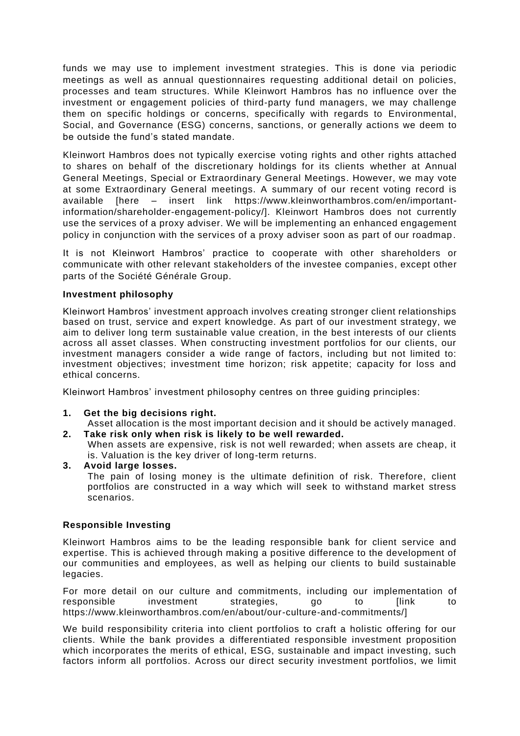funds we may use to implement investment strategies. This is done via periodic meetings as well as annual questionnaires requesting additional detail on policies, processes and team structures. While Kleinwort Hambros has no influence over the investment or engagement policies of third-party fund managers, we may challenge them on specific holdings or concerns, specifically with regards to Environmental, Social, and Governance (ESG) concerns, sanctions, or generally actions we deem to be outside the fund's stated mandate.

Kleinwort Hambros does not typically exercise voting rights and other rights attached to shares on behalf of the discretionary holdings for its clients whether at Annual General Meetings, Special or Extraordinary General Meetings. However, we may vote at some Extraordinary General meetings. A summary of our recent voting record is available [here – insert link https://www.kleinworthambros.com/en/important-information/shareholder-engagement-policy/]. Kleinwort Hambros does not currently use the services of a proxy adviser. We will be implementing an enhanced engagement policy in conjunction with the services of a proxy adviser soon as part of our roadmap.

It is not Kleinwort Hambros' practice to cooperate with other shareholders or communicate with other relevant stakeholders of the investee companies, except other parts of the Société Générale Group.

**Investment philosophy**

Kleinwort Hambros' investment approach involves creating stronger client relationships based on trust, service and expert knowledge. As part of our investment strategy, we aim to deliver long term sustainable value creation, in the best interests of our clients across all asset classes. When constructing investment portfolios for our clients, our investment managers consider a wide range of factors, including but not limited to: investment objectives; investment time horizon; risk appetite; capacity for loss and ethical concerns.

Kleinwort Hambros' investment philosophy centres on three guiding principles:

1. **Get the big decisions right.**
   Asset allocation is the most important decision and it should be actively managed.
2. **Take risk only when risk is likely to be well rewarded.**
   When assets are expensive, risk is not well rewarded; when assets are cheap, it is. Valuation is the key driver of long-term returns.
3. **Avoid large losses.**
   The pain of losing money is the ultimate definition of risk. Therefore, client portfolios are constructed in a way which will seek to withstand market stress scenarios.

**Responsible Investing**

Kleinwort Hambros aims to be the leading responsible bank for client service and expertise. This is achieved through making a positive difference to the development of our communities and employees, as well as helping our clients to build sustainable legacies.

For more detail on our culture and commitments, including our implementation of responsible investment strategies, go to [link to https://www.kleinworthambros.com/en/about/our-culture-and-commitments/]

We build responsibility criteria into client portfolios to craft a holistic offering for our clients. While the bank provides a differentiated responsible investment proposition which incorporates the merits of ethical, ESG, sustainable and impact investing, such factors inform all portfolios. Across our direct security investment portfolios, we limit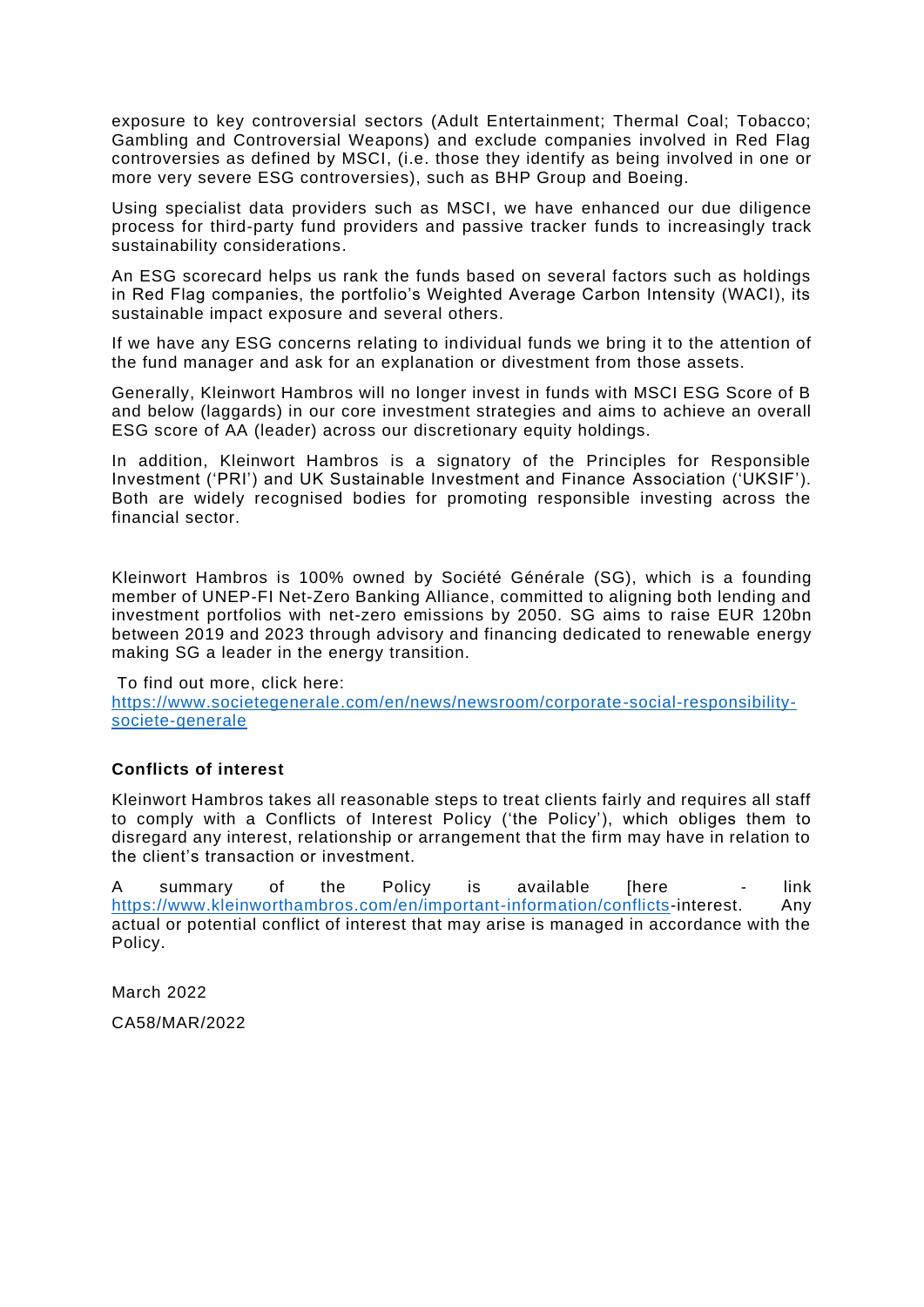exposure to key controversial sectors (Adult Entertainment; Thermal Coal; Tobacco; Gambling and Controversial Weapons) and exclude companies involved in Red Flag controversies as defined by MSCI, (i.e. those they identify as being involved in one or more very severe ESG controversies), such as BHP Group and Boeing.

Using specialist data providers such as MSCI, we have enhanced our due diligence process for third-party fund providers and passive tracker funds to increasingly track sustainability considerations.

An ESG scorecard helps us rank the funds based on several factors such as holdings in Red Flag companies, the portfolio's Weighted Average Carbon Intensity (WACI), its sustainable impact exposure and several others.

If we have any ESG concerns relating to individual funds we bring it to the attention of the fund manager and ask for an explanation or divestment from those assets.

Generally, Kleinwort Hambros will no longer invest in funds with MSCI ESG Score of B and below (laggards) in our core investment strategies and aims to achieve an overall ESG score of AA (leader) across our discretionary equity holdings.

In addition, Kleinwort Hambros is a signatory of the Principles for Responsible Investment ('PRI') and UK Sustainable Investment and Finance Association ('UKSIF'). Both are widely recognised bodies for promoting responsible investing across the financial sector.

Kleinwort Hambros is 100% owned by Société Générale (SG), which is a founding member of UNEP-FI Net-Zero Banking Alliance, committed to aligning both lending and investment portfolios with net-zero emissions by 2050. SG aims to raise EUR 120bn between 2019 and 2023 through advisory and financing dedicated to renewable energy making SG a leader in the energy transition.

To find out more, click here: https://www.societegenerale.com/en/news/newsroom/corporate-social-responsibility-societe-generale

**Conflicts of interest**

Kleinwort Hambros takes all reasonable steps to treat clients fairly and requires all staff to comply with a Conflicts of Interest Policy ('the Policy'), which obliges them to disregard any interest, relationship or arrangement that the firm may have in relation to the client's transaction or investment.

A summary of the Policy is available [here - link https://www.kleinworthambros.com/en/important-information/conflicts-interest. Any actual or potential conflict of interest that may arise is managed in accordance with the Policy.

March 2022

CA58/MAR/2022